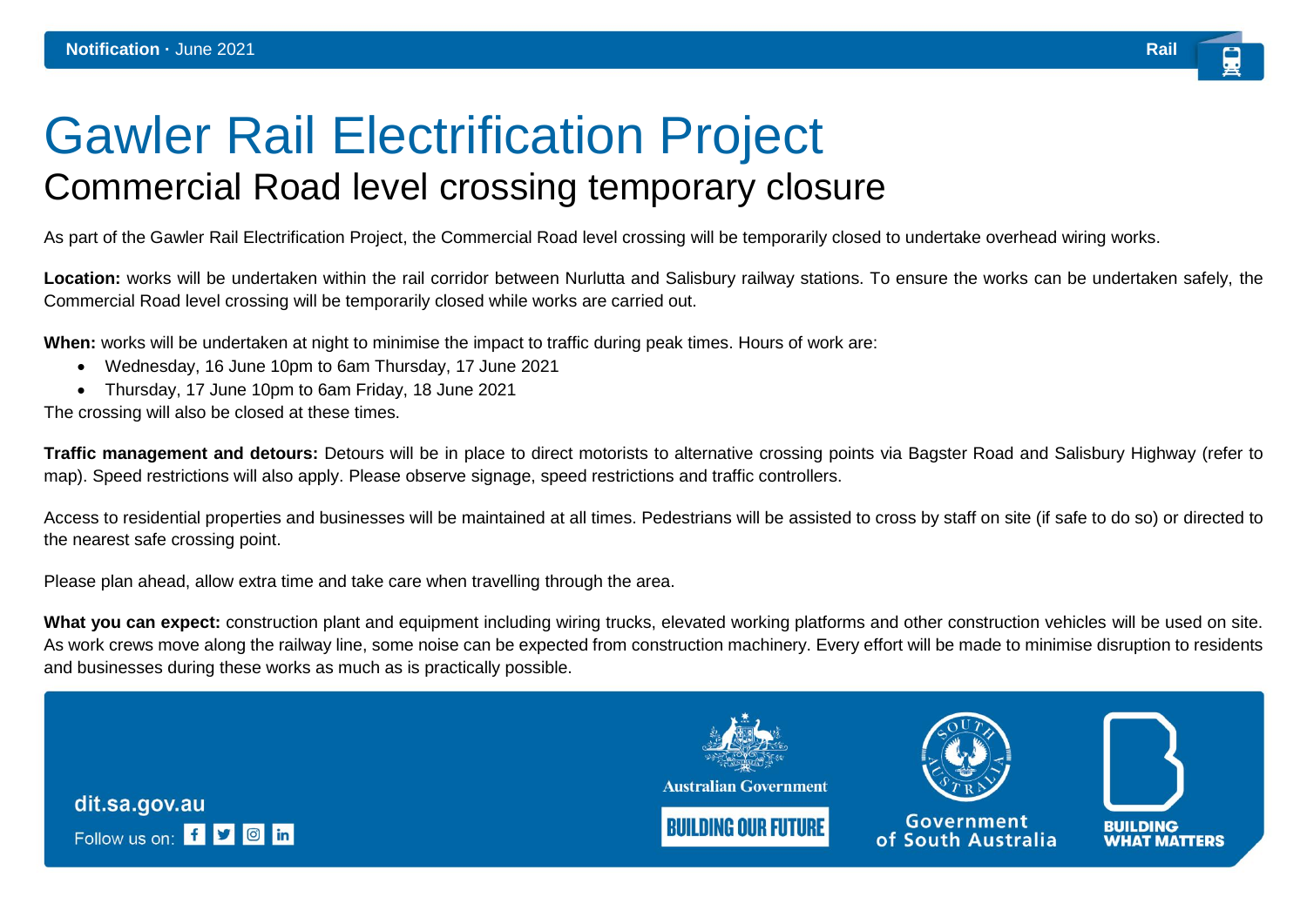**Notification ·** June 2021

Rail

# Gawler Rail Electrification Project

## Commercial Road level crossing temporary closure

As part of the Gawler Rail Electrification Project, the Commercial Road level crossing will be temporarily closed to undertake overhead wiring works.

**Location:** works will be undertaken within the rail corridor between Nurlutta and Salisbury railway stations. To ensure the works can be undertaken safely, the Commercial Road level crossing will be temporarily closed while works are carried out.

**When:** works will be undertaken at night to minimise the impact to traffic during peak times. Hours of work are:

- Wednesday, 16 June 10pm to 6am Thursday, 17 June 2021
- Thursday, 17 June 10pm to 6am Friday, 18 June 2021

The crossing will also be closed at these times.

**Traffic management and detours:** Detours will be in place to direct motorists to alternative crossing points via Bagster Road and Salisbury Highway (refer to map). Speed restrictions will also apply. Please observe signage, speed restrictions and traffic controllers.

Access to residential properties and businesses will be maintained at all times. Pedestrians will be assisted to cross by staff on site (if safe to do so) or directed to the nearest safe crossing point.

Please plan ahead, allow extra time and take care when travelling through the area.

**What you can expect:** construction plant and equipment including wiring trucks, elevated working platforms and other construction vehicles will be used on site. As work crews move along the railway line, some noise can be expected from construction machinery. Every effort will be made to minimise disruption to residents and businesses during these works as much as is practically possible.

dit.sa.gov.au

Follow us on:

Australian Government

BUILDING OUR FUTURE

Government of South Australia

BUILDING WHAT MATTERS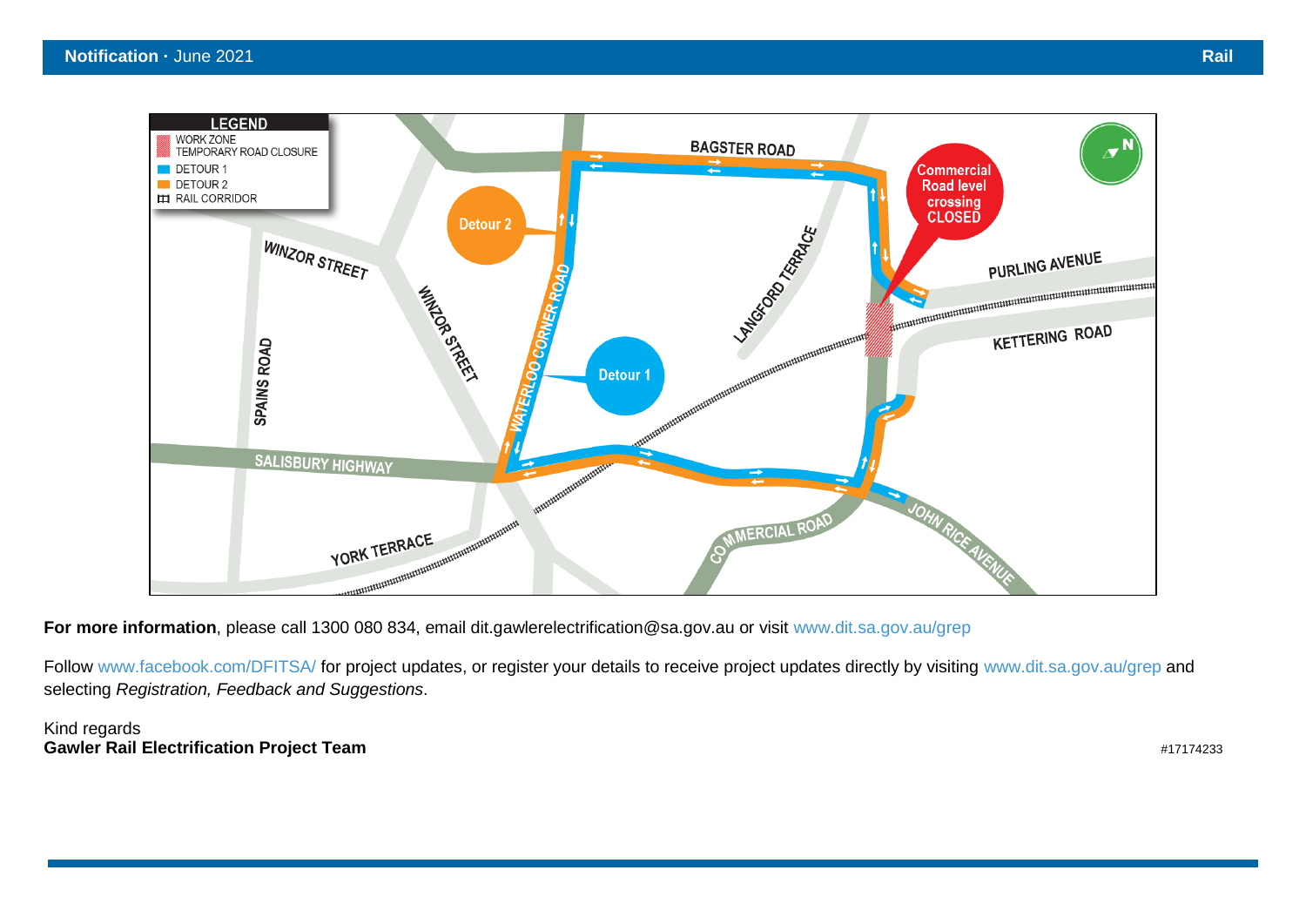LEGEND
WORK ZONE
TEMPORARY ROAD CLOSURE
DETOUR 1
DETOUR 2
RAIL CORRIDOR

BAGSTER ROAD

Commercial Road level crossing CLOSED

Detour 2

WINZOR STREET

WINZOR STREET

WATERLOO CORNER ROAD

LANGFORD TERRACE

PURLING AVENUE

KETTERING ROAD

SPAINS ROAD

Detour 1

SALISBURY HIGHWAY

YORK TERRACE

COMMERCIAL ROAD

JOHN RICE AVENUE

N

**For more information**, please call 1300 080 834, email dit.gawlerelectrification@sa.gov.au or visit www.dit.sa.gov.au/grep

Follow www.facebook.com/DFITSA/ for project updates, or register your details to receive project updates directly by visiting www.dit.sa.gov.au/grep and selecting *Registration, Feedback and Suggestions*.

Kind regards
**Gawler Rail Electrification Project Team**

#17174233